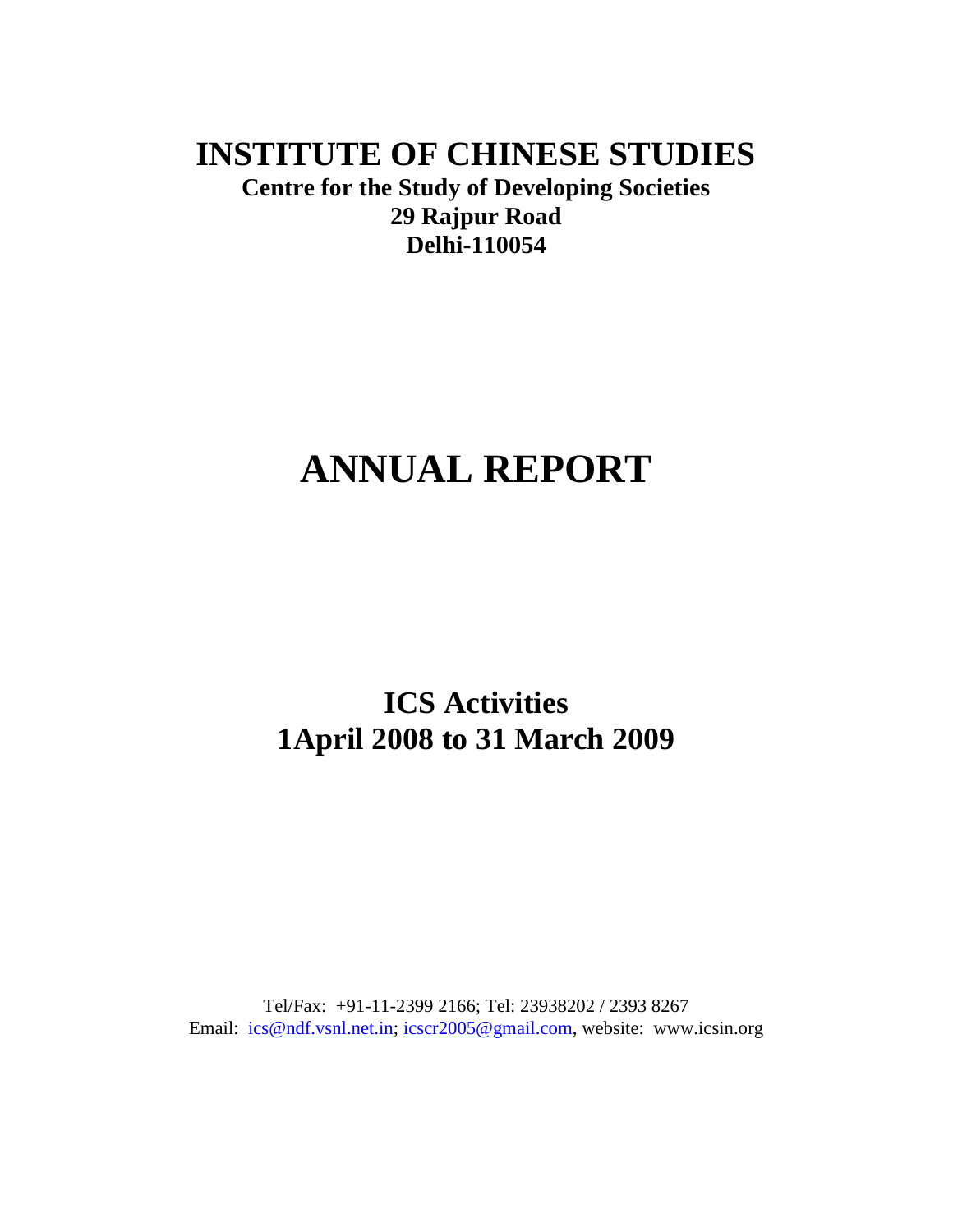# INSTITUTE OF CHINESE STUDIES

**Centre for the Study of Developing Societies**
**29 Rajpur Road**
**Delhi-110054**

# ANNUAL REPORT

## ICS Activities
## 1April 2008 to 31 March 2009

Tel/Fax: +91-11-2399 2166; Tel: 23938202 / 2393 8267
Email: ics@ndf.vsnl.net.in; icscr2005@gmail.com, website: www.icsin.org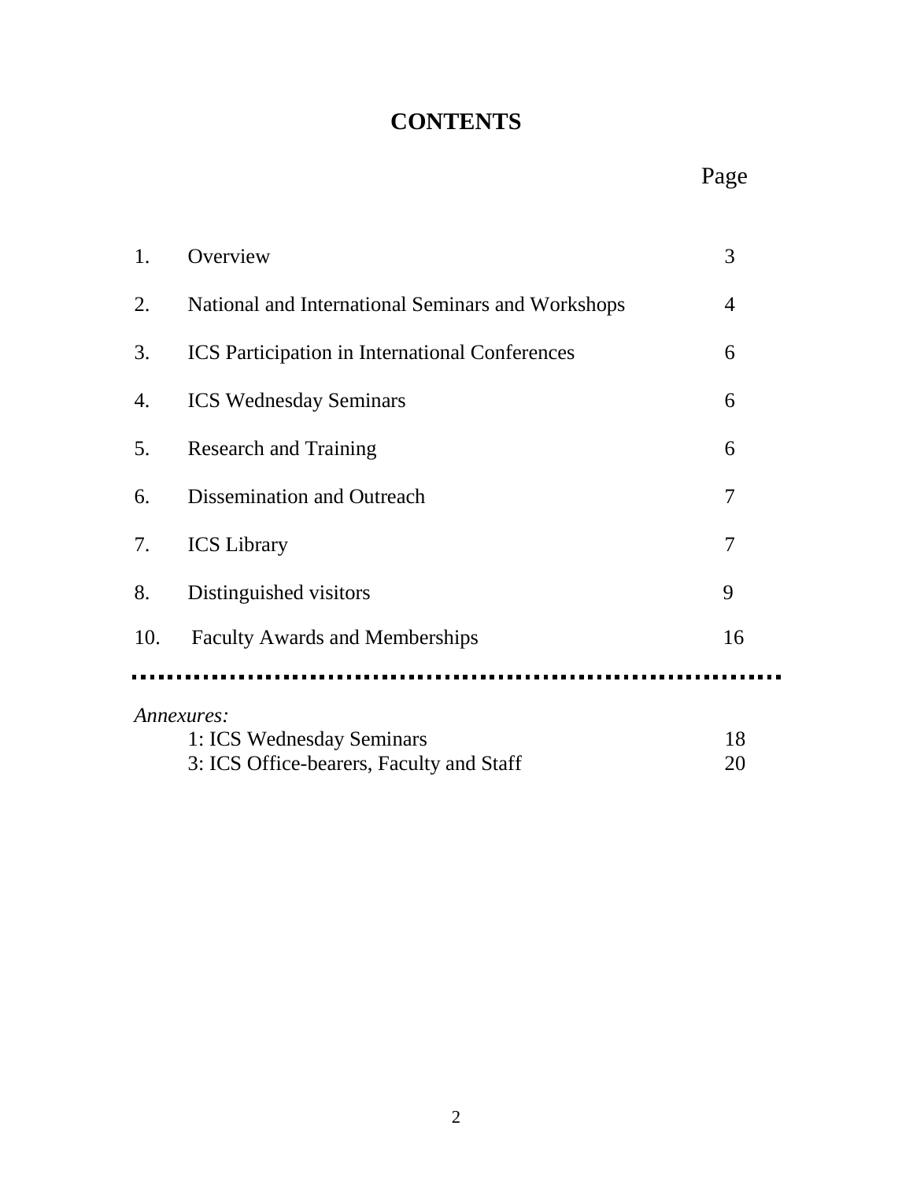# CONTENTS

| | | Page |
|---|---|---|
| 1. | Overview | 3 |
| 2. | National and International Seminars and Workshops | 4 |
| 3. | ICS Participation in International Conferences | 6 |
| 4. | ICS Wednesday Seminars | 6 |
| 5. | Research and Training | 6 |
| 6. | Dissemination and Outreach | 7 |
| 7. | ICS Library | 7 |
| 8. | Distinguished visitors | 9 |
| 10. | Faculty Awards and Memberships | 16 |

---

*Annexures:*

| | |
|---|---|
| 1: ICS Wednesday Seminars | 18 |
| 3: ICS Office-bearers, Faculty and Staff | 20 |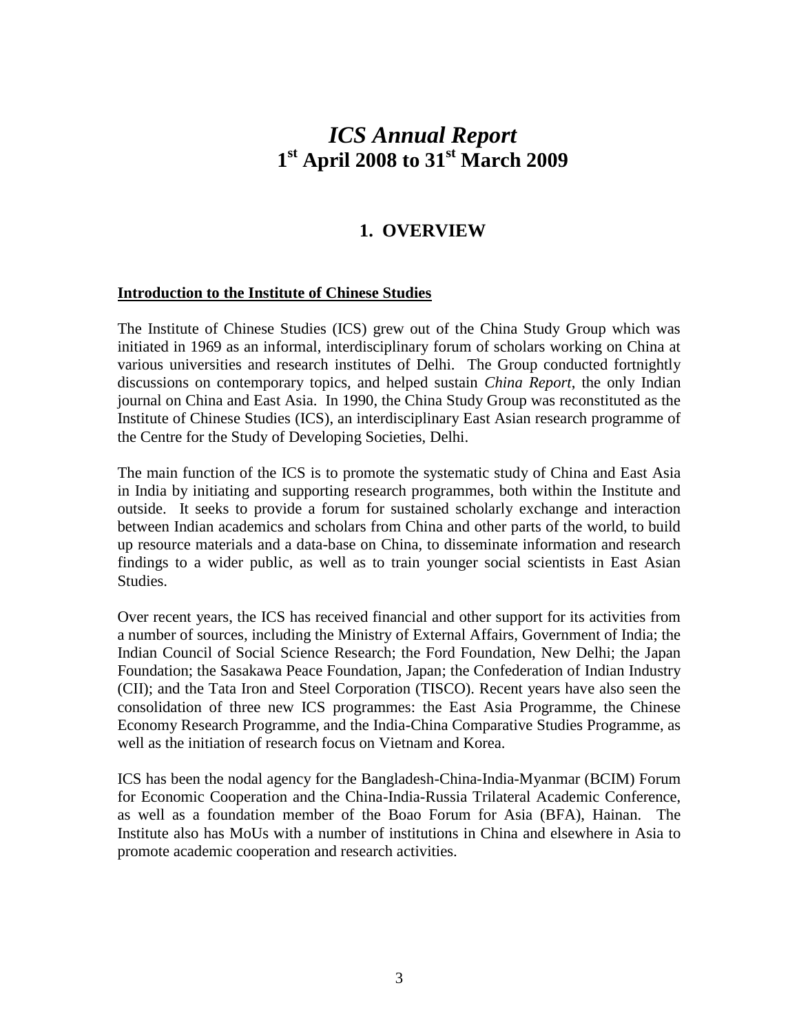# *ICS Annual Report*
# 1st April 2008 to 31st March 2009

## 1. OVERVIEW

**Introduction to the Institute of Chinese Studies**

The Institute of Chinese Studies (ICS) grew out of the China Study Group which was initiated in 1969 as an informal, interdisciplinary forum of scholars working on China at various universities and research institutes of Delhi. The Group conducted fortnightly discussions on contemporary topics, and helped sustain *China Report*, the only Indian journal on China and East Asia. In 1990, the China Study Group was reconstituted as the Institute of Chinese Studies (ICS), an interdisciplinary East Asian research programme of the Centre for the Study of Developing Societies, Delhi.

The main function of the ICS is to promote the systematic study of China and East Asia in India by initiating and supporting research programmes, both within the Institute and outside. It seeks to provide a forum for sustained scholarly exchange and interaction between Indian academics and scholars from China and other parts of the world, to build up resource materials and a data-base on China, to disseminate information and research findings to a wider public, as well as to train younger social scientists in East Asian Studies.

Over recent years, the ICS has received financial and other support for its activities from a number of sources, including the Ministry of External Affairs, Government of India; the Indian Council of Social Science Research; the Ford Foundation, New Delhi; the Japan Foundation; the Sasakawa Peace Foundation, Japan; the Confederation of Indian Industry (CII); and the Tata Iron and Steel Corporation (TISCO). Recent years have also seen the consolidation of three new ICS programmes: the East Asia Programme, the Chinese Economy Research Programme, and the India-China Comparative Studies Programme, as well as the initiation of research focus on Vietnam and Korea.

ICS has been the nodal agency for the Bangladesh-China-India-Myanmar (BCIM) Forum for Economic Cooperation and the China-India-Russia Trilateral Academic Conference, as well as a foundation member of the Boao Forum for Asia (BFA), Hainan. The Institute also has MoUs with a number of institutions in China and elsewhere in Asia to promote academic cooperation and research activities.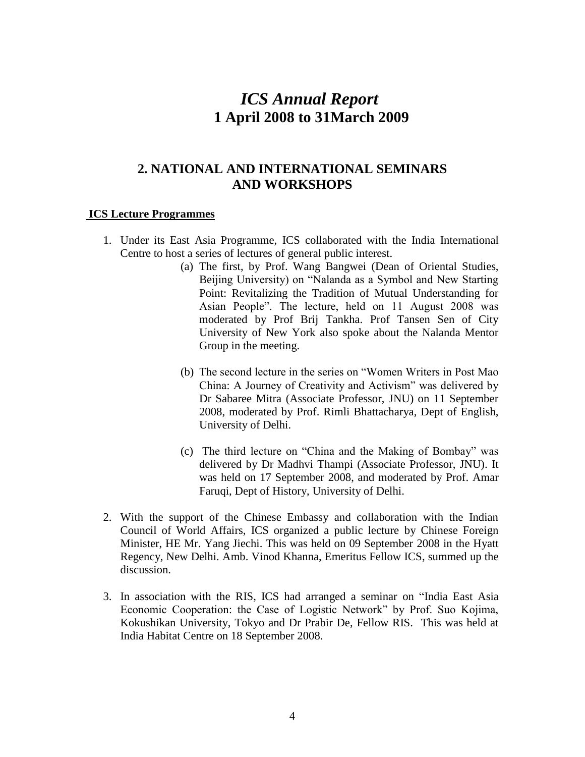# *ICS Annual Report*
# 1 April 2008 to 31March 2009

## 2. NATIONAL AND INTERNATIONAL SEMINARS AND WORKSHOPS

**ICS Lecture Programmes**

1. Under its East Asia Programme, ICS collaborated with the India International Centre to host a series of lectures of general public interest.

    (a) The first, by Prof. Wang Bangwei (Dean of Oriental Studies, Beijing University) on "Nalanda as a Symbol and New Starting Point: Revitalizing the Tradition of Mutual Understanding for Asian People". The lecture, held on 11 August 2008 was moderated by Prof Brij Tankha. Prof Tansen Sen of City University of New York also spoke about the Nalanda Mentor Group in the meeting.

    (b) The second lecture in the series on "Women Writers in Post Mao China: A Journey of Creativity and Activism" was delivered by Dr Sabaree Mitra (Associate Professor, JNU) on 11 September 2008, moderated by Prof. Rimli Bhattacharya, Dept of English, University of Delhi.

    (c) The third lecture on "China and the Making of Bombay" was delivered by Dr Madhvi Thampi (Associate Professor, JNU). It was held on 17 September 2008, and moderated by Prof. Amar Faruqi, Dept of History, University of Delhi.

2. With the support of the Chinese Embassy and collaboration with the Indian Council of World Affairs, ICS organized a public lecture by Chinese Foreign Minister, HE Mr. Yang Jiechi. This was held on 09 September 2008 in the Hyatt Regency, New Delhi. Amb. Vinod Khanna, Emeritus Fellow ICS, summed up the discussion.

3. In association with the RIS, ICS had arranged a seminar on "India East Asia Economic Cooperation: the Case of Logistic Network" by Prof. Suo Kojima, Kokushikan University, Tokyo and Dr Prabir De, Fellow RIS. This was held at India Habitat Centre on 18 September 2008.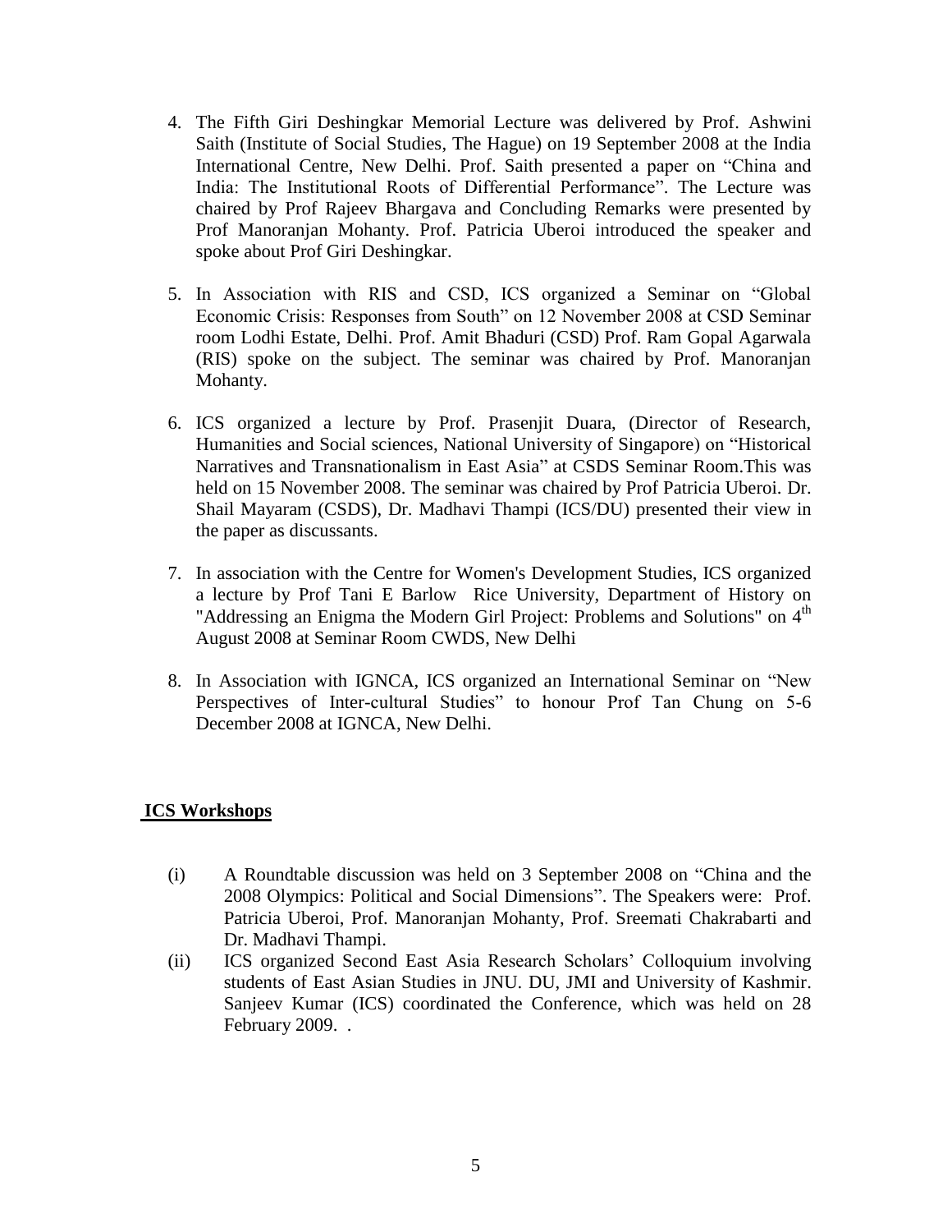4. The Fifth Giri Deshingkar Memorial Lecture was delivered by Prof. Ashwini Saith (Institute of Social Studies, The Hague) on 19 September 2008 at the India International Centre, New Delhi. Prof. Saith presented a paper on "China and India: The Institutional Roots of Differential Performance". The Lecture was chaired by Prof Rajeev Bhargava and Concluding Remarks were presented by Prof Manoranjan Mohanty. Prof. Patricia Uberoi introduced the speaker and spoke about Prof Giri Deshingkar.

5. In Association with RIS and CSD, ICS organized a Seminar on "Global Economic Crisis: Responses from South" on 12 November 2008 at CSD Seminar room Lodhi Estate, Delhi. Prof. Amit Bhaduri (CSD) Prof. Ram Gopal Agarwala (RIS) spoke on the subject. The seminar was chaired by Prof. Manoranjan Mohanty.

6. ICS organized a lecture by Prof. Prasenjit Duara, (Director of Research, Humanities and Social sciences, National University of Singapore) on "Historical Narratives and Transnationalism in East Asia" at CSDS Seminar Room.This was held on 15 November 2008. The seminar was chaired by Prof Patricia Uberoi. Dr. Shail Mayaram (CSDS), Dr. Madhavi Thampi (ICS/DU) presented their view in the paper as discussants.

7. In association with the Centre for Women's Development Studies, ICS organized a lecture by Prof Tani E Barlow Rice University, Department of History on "Addressing an Enigma the Modern Girl Project: Problems and Solutions" on 4th August 2008 at Seminar Room CWDS, New Delhi

8. In Association with IGNCA, ICS organized an International Seminar on "New Perspectives of Inter-cultural Studies" to honour Prof Tan Chung on 5-6 December 2008 at IGNCA, New Delhi.

## ICS Workshops

(i) A Roundtable discussion was held on 3 September 2008 on "China and the 2008 Olympics: Political and Social Dimensions". The Speakers were: Prof. Patricia Uberoi, Prof. Manoranjan Mohanty, Prof. Sreemati Chakrabarti and Dr. Madhavi Thampi.

(ii) ICS organized Second East Asia Research Scholars' Colloquium involving students of East Asian Studies in JNU. DU, JMI and University of Kashmir. Sanjeev Kumar (ICS) coordinated the Conference, which was held on 28 February 2009. .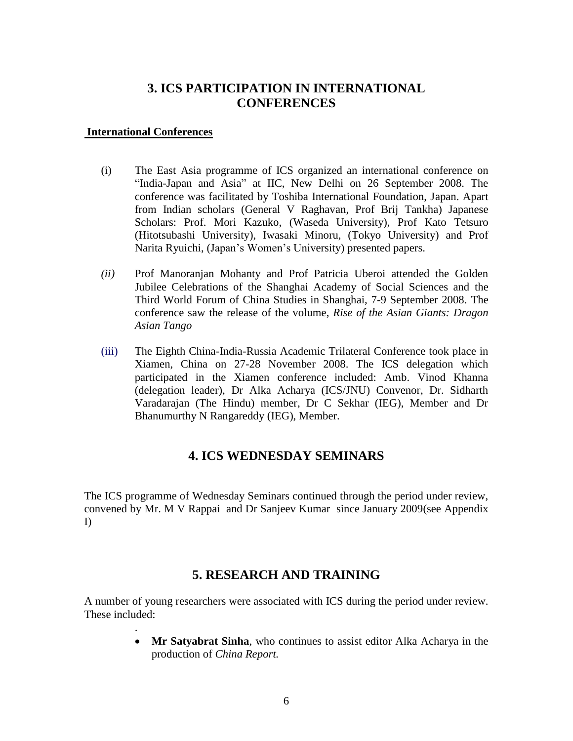## 3. ICS PARTICIPATION IN INTERNATIONAL CONFERENCES

**International Conferences**

(i) The East Asia programme of ICS organized an international conference on "India-Japan and Asia" at IIC, New Delhi on 26 September 2008. The conference was facilitated by Toshiba International Foundation, Japan. Apart from Indian scholars (General V Raghavan, Prof Brij Tankha) Japanese Scholars: Prof. Mori Kazuko, (Waseda University), Prof Kato Tetsuro (Hitotsubashi University), Iwasaki Minoru, (Tokyo University) and Prof Narita Ryuichi, (Japan's Women's University) presented papers.

*(ii)* Prof Manoranjan Mohanty and Prof Patricia Uberoi attended the Golden Jubilee Celebrations of the Shanghai Academy of Social Sciences and the Third World Forum of China Studies in Shanghai, 7-9 September 2008. The conference saw the release of the volume, *Rise of the Asian Giants: Dragon Asian Tango*

(iii) The Eighth China-India-Russia Academic Trilateral Conference took place in Xiamen, China on 27-28 November 2008. The ICS delegation which participated in the Xiamen conference included: Amb. Vinod Khanna (delegation leader), Dr Alka Acharya (ICS/JNU) Convenor, Dr. Sidharth Varadarajan (The Hindu) member, Dr C Sekhar (IEG), Member and Dr Bhanumurthy N Rangareddy (IEG), Member.

## 4. ICS WEDNESDAY SEMINARS

The ICS programme of Wednesday Seminars continued through the period under review, convened by Mr. M V Rappai and Dr Sanjeev Kumar since January 2009(see Appendix I)

## 5. RESEARCH AND TRAINING

A number of young researchers were associated with ICS during the period under review. These included:

- **Mr Satyabrat Sinha**, who continues to assist editor Alka Acharya in the production of *China Report.*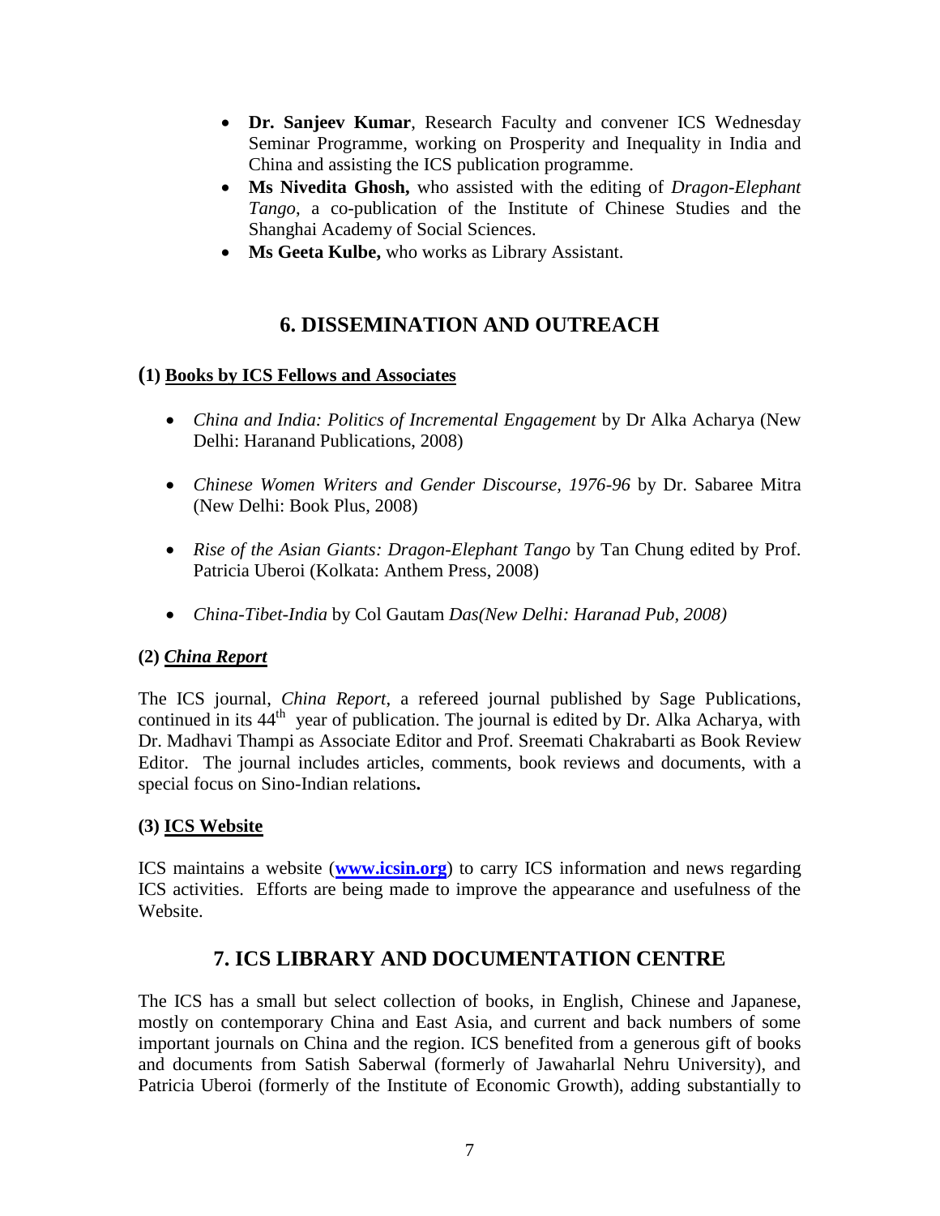- **Dr. Sanjeev Kumar**, Research Faculty and convener ICS Wednesday Seminar Programme, working on Prosperity and Inequality in India and China and assisting the ICS publication programme.
- **Ms Nivedita Ghosh,** who assisted with the editing of *Dragon-Elephant Tango*, a co-publication of the Institute of Chinese Studies and the Shanghai Academy of Social Sciences.
- **Ms Geeta Kulbe,** who works as Library Assistant.

## 6. DISSEMINATION AND OUTREACH

### (1) Books by ICS Fellows and Associates

- *China and India: Politics of Incremental Engagement* by Dr Alka Acharya (New Delhi: Haranand Publications, 2008)

- *Chinese Women Writers and Gender Discourse, 1976-96* by Dr. Sabaree Mitra (New Delhi: Book Plus, 2008)

- *Rise of the Asian Giants: Dragon-Elephant Tango* by Tan Chung edited by Prof. Patricia Uberoi (Kolkata: Anthem Press, 2008)

- *China-Tibet-India* by Col Gautam *Das(New Delhi: Haranad Pub, 2008)*

### (2) *China Report*

The ICS journal, *China Report*, a refereed journal published by Sage Publications, continued in its 44th year of publication. The journal is edited by Dr. Alka Acharya, with Dr. Madhavi Thampi as Associate Editor and Prof. Sreemati Chakrabarti as Book Review Editor. The journal includes articles, comments, book reviews and documents, with a special focus on Sino-Indian relations**.**

### (3) ICS Website

ICS maintains a website (**www.icsin.org**) to carry ICS information and news regarding ICS activities. Efforts are being made to improve the appearance and usefulness of the Website.

## 7. ICS LIBRARY AND DOCUMENTATION CENTRE

The ICS has a small but select collection of books, in English, Chinese and Japanese, mostly on contemporary China and East Asia, and current and back numbers of some important journals on China and the region. ICS benefited from a generous gift of books and documents from Satish Saberwal (formerly of Jawaharlal Nehru University), and Patricia Uberoi (formerly of the Institute of Economic Growth), adding substantially to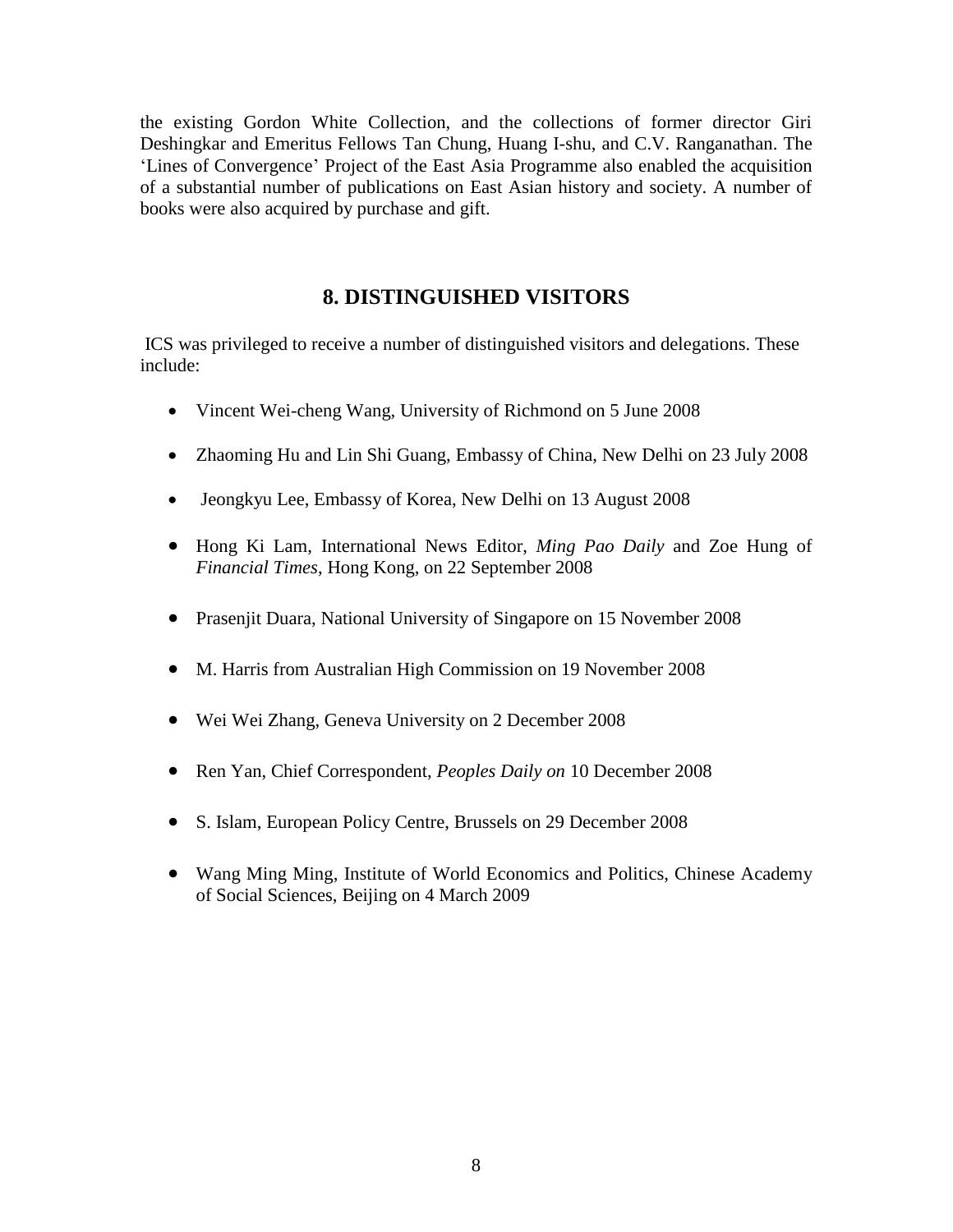the existing Gordon White Collection, and the collections of former director Giri Deshingkar and Emeritus Fellows Tan Chung, Huang I-shu, and C.V. Ranganathan. The 'Lines of Convergence' Project of the East Asia Programme also enabled the acquisition of a substantial number of publications on East Asian history and society. A number of books were also acquired by purchase and gift.

## 8. DISTINGUISHED VISITORS

ICS was privileged to receive a number of distinguished visitors and delegations. These include:

- Vincent Wei-cheng Wang, University of Richmond on 5 June 2008
- Zhaoming Hu and Lin Shi Guang, Embassy of China, New Delhi on 23 July 2008
- Jeongkyu Lee, Embassy of Korea, New Delhi on 13 August 2008
- Hong Ki Lam, International News Editor, *Ming Pao Daily* and Zoe Hung of *Financial Times*, Hong Kong, on 22 September 2008
- Prasenjit Duara, National University of Singapore on 15 November 2008
- M. Harris from Australian High Commission on 19 November 2008
- Wei Wei Zhang, Geneva University on 2 December 2008
- Ren Yan, Chief Correspondent, *Peoples Daily on* 10 December 2008
- S. Islam, European Policy Centre, Brussels on 29 December 2008
- Wang Ming Ming, Institute of World Economics and Politics, Chinese Academy of Social Sciences, Beijing on 4 March 2009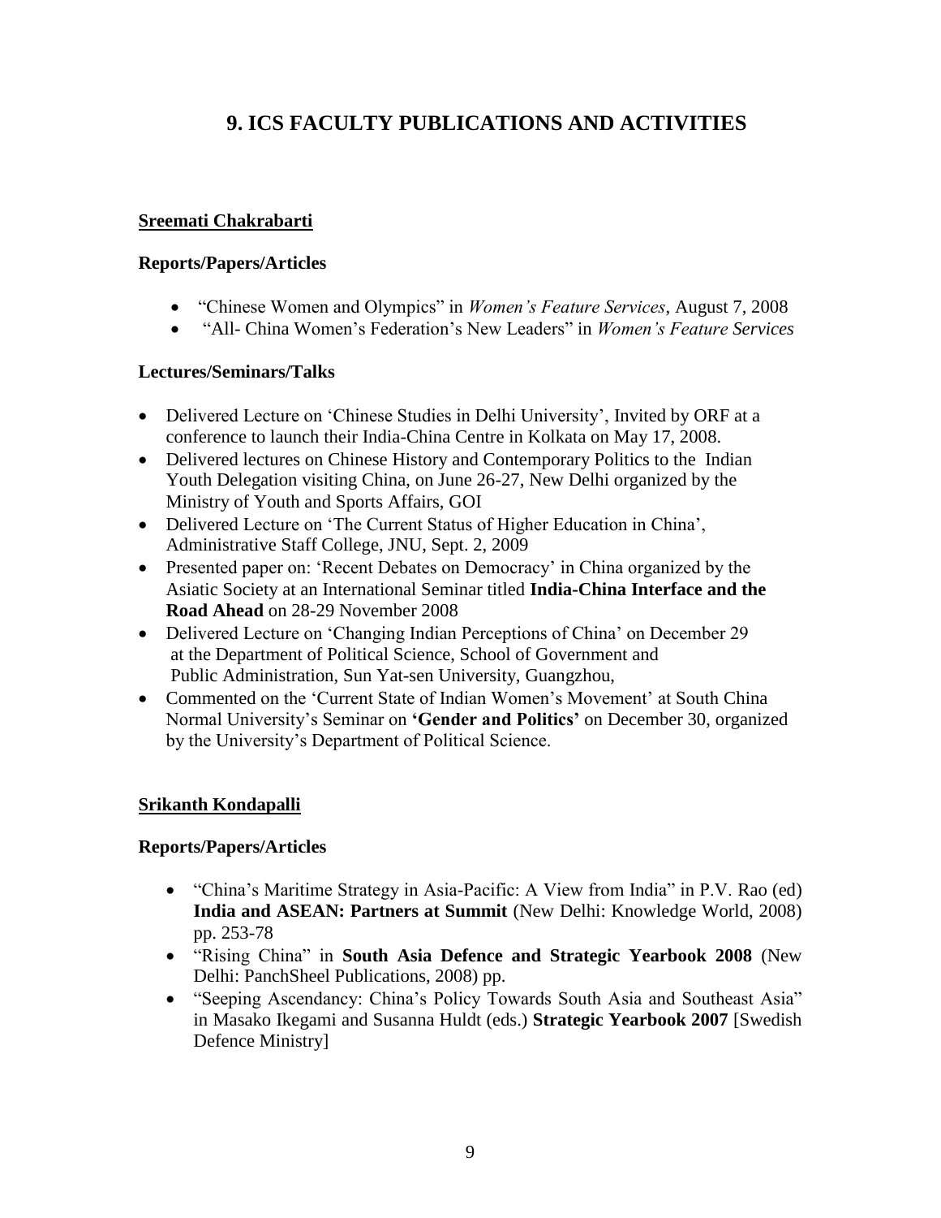# 9. ICS FACULTY PUBLICATIONS AND ACTIVITIES

## Sreemati Chakrabarti

### Reports/Papers/Articles

- "Chinese Women and Olympics" in *Women's Feature Services*, August 7, 2008
- "All- China Women's Federation's New Leaders" in *Women's Feature Services*

### Lectures/Seminars/Talks

- Delivered Lecture on 'Chinese Studies in Delhi University', Invited by ORF at a conference to launch their India-China Centre in Kolkata on May 17, 2008.
- Delivered lectures on Chinese History and Contemporary Politics to the Indian Youth Delegation visiting China, on June 26-27, New Delhi organized by the Ministry of Youth and Sports Affairs, GOI
- Delivered Lecture on 'The Current Status of Higher Education in China', Administrative Staff College, JNU, Sept. 2, 2009
- Presented paper on: 'Recent Debates on Democracy' in China organized by the Asiatic Society at an International Seminar titled **India-China Interface and the Road Ahead** on 28-29 November 2008
- Delivered Lecture on 'Changing Indian Perceptions of China' on December 29 at the Department of Political Science, School of Government and Public Administration, Sun Yat-sen University, Guangzhou,
- Commented on the 'Current State of Indian Women's Movement' at South China Normal University's Seminar on **'Gender and Politics'** on December 30, organized by the University's Department of Political Science.

## Srikanth Kondapalli

### Reports/Papers/Articles

- "China's Maritime Strategy in Asia-Pacific: A View from India" in P.V. Rao (ed) **India and ASEAN: Partners at Summit** (New Delhi: Knowledge World, 2008) pp. 253-78
- "Rising China" in **South Asia Defence and Strategic Yearbook 2008** (New Delhi: PanchSheel Publications, 2008) pp.
- "Seeping Ascendancy: China's Policy Towards South Asia and Southeast Asia" in Masako Ikegami and Susanna Huldt (eds.) **Strategic Yearbook 2007** [Swedish Defence Ministry]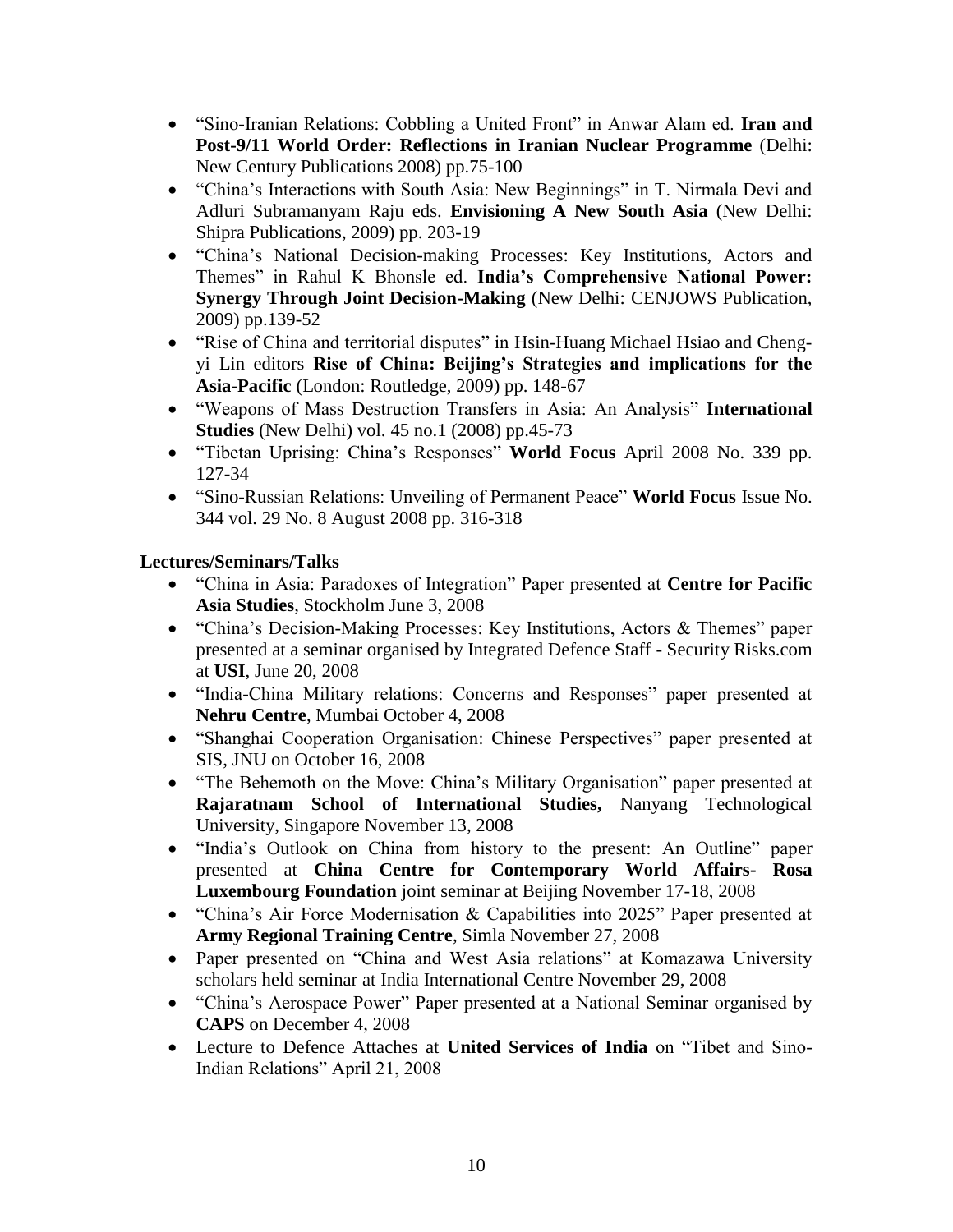- "Sino-Iranian Relations: Cobbling a United Front" in Anwar Alam ed. **Iran and Post-9/11 World Order: Reflections in Iranian Nuclear Programme** (Delhi: New Century Publications 2008) pp.75-100
- "China's Interactions with South Asia: New Beginnings" in T. Nirmala Devi and Adluri Subramanyam Raju eds. **Envisioning A New South Asia** (New Delhi: Shipra Publications, 2009) pp. 203-19
- "China's National Decision-making Processes: Key Institutions, Actors and Themes" in Rahul K Bhonsle ed. **India's Comprehensive National Power: Synergy Through Joint Decision-Making** (New Delhi: CENJOWS Publication, 2009) pp.139-52
- "Rise of China and territorial disputes" in Hsin-Huang Michael Hsiao and Cheng-yi Lin editors **Rise of China: Beijing's Strategies and implications for the Asia-Pacific** (London: Routledge, 2009) pp. 148-67
- "Weapons of Mass Destruction Transfers in Asia: An Analysis" **International Studies** (New Delhi) vol. 45 no.1 (2008) pp.45-73
- "Tibetan Uprising: China's Responses" **World Focus** April 2008 No. 339 pp. 127-34
- "Sino-Russian Relations: Unveiling of Permanent Peace" **World Focus** Issue No. 344 vol. 29 No. 8 August 2008 pp. 316-318

**Lectures/Seminars/Talks**

- "China in Asia: Paradoxes of Integration" Paper presented at **Centre for Pacific Asia Studies**, Stockholm June 3, 2008
- "China's Decision-Making Processes: Key Institutions, Actors & Themes" paper presented at a seminar organised by Integrated Defence Staff - Security Risks.com at **USI**, June 20, 2008
- "India-China Military relations: Concerns and Responses" paper presented at **Nehru Centre**, Mumbai October 4, 2008
- "Shanghai Cooperation Organisation: Chinese Perspectives" paper presented at SIS, JNU on October 16, 2008
- "The Behemoth on the Move: China's Military Organisation" paper presented at **Rajaratnam School of International Studies,** Nanyang Technological University, Singapore November 13, 2008
- "India's Outlook on China from history to the present: An Outline" paper presented at **China Centre for Contemporary World Affairs- Rosa Luxembourg Foundation** joint seminar at Beijing November 17-18, 2008
- "China's Air Force Modernisation & Capabilities into 2025" Paper presented at **Army Regional Training Centre**, Simla November 27, 2008
- Paper presented on "China and West Asia relations" at Komazawa University scholars held seminar at India International Centre November 29, 2008
- "China's Aerospace Power" Paper presented at a National Seminar organised by **CAPS** on December 4, 2008
- Lecture to Defence Attaches at **United Services of India** on "Tibet and Sino-Indian Relations" April 21, 2008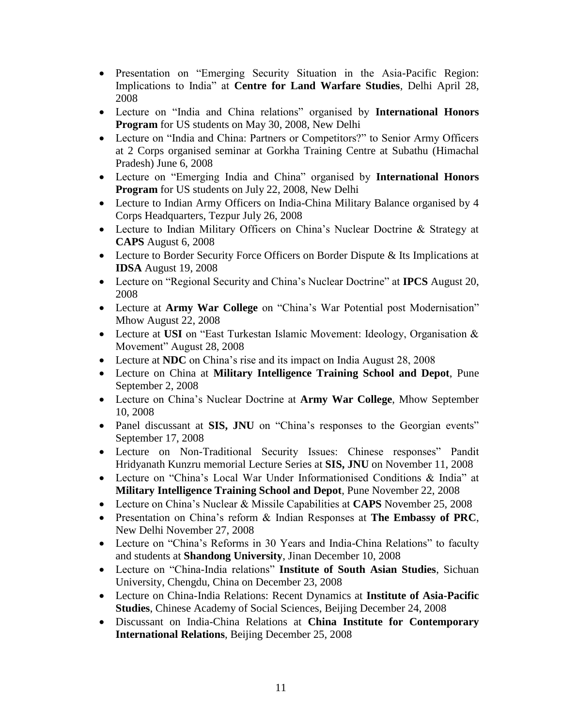- Presentation on "Emerging Security Situation in the Asia-Pacific Region: Implications to India" at **Centre for Land Warfare Studies**, Delhi April 28, 2008
- Lecture on "India and China relations" organised by **International Honors Program** for US students on May 30, 2008, New Delhi
- Lecture on "India and China: Partners or Competitors?" to Senior Army Officers at 2 Corps organised seminar at Gorkha Training Centre at Subathu (Himachal Pradesh) June 6, 2008
- Lecture on "Emerging India and China" organised by **International Honors Program** for US students on July 22, 2008, New Delhi
- Lecture to Indian Army Officers on India-China Military Balance organised by 4 Corps Headquarters, Tezpur July 26, 2008
- Lecture to Indian Military Officers on China's Nuclear Doctrine & Strategy at **CAPS** August 6, 2008
- Lecture to Border Security Force Officers on Border Dispute & Its Implications at **IDSA** August 19, 2008
- Lecture on "Regional Security and China's Nuclear Doctrine" at **IPCS** August 20, 2008
- Lecture at **Army War College** on "China's War Potential post Modernisation" Mhow August 22, 2008
- Lecture at **USI** on "East Turkestan Islamic Movement: Ideology, Organisation & Movement" August 28, 2008
- Lecture at **NDC** on China's rise and its impact on India August 28, 2008
- Lecture on China at **Military Intelligence Training School and Depot**, Pune September 2, 2008
- Lecture on China's Nuclear Doctrine at **Army War College**, Mhow September 10, 2008
- Panel discussant at **SIS, JNU** on "China's responses to the Georgian events" September 17, 2008
- Lecture on Non-Traditional Security Issues: Chinese responses" Pandit Hridyanath Kunzru memorial Lecture Series at **SIS, JNU** on November 11, 2008
- Lecture on "China's Local War Under Informationised Conditions & India" at **Military Intelligence Training School and Depot**, Pune November 22, 2008
- Lecture on China's Nuclear & Missile Capabilities at **CAPS** November 25, 2008
- Presentation on China's reform & Indian Responses at **The Embassy of PRC**, New Delhi November 27, 2008
- Lecture on "China's Reforms in 30 Years and India-China Relations" to faculty and students at **Shandong University**, Jinan December 10, 2008
- Lecture on "China-India relations" **Institute of South Asian Studies**, Sichuan University, Chengdu, China on December 23, 2008
- Lecture on China-India Relations: Recent Dynamics at **Institute of Asia-Pacific Studies**, Chinese Academy of Social Sciences, Beijing December 24, 2008
- Discussant on India-China Relations at **China Institute for Contemporary International Relations**, Beijing December 25, 2008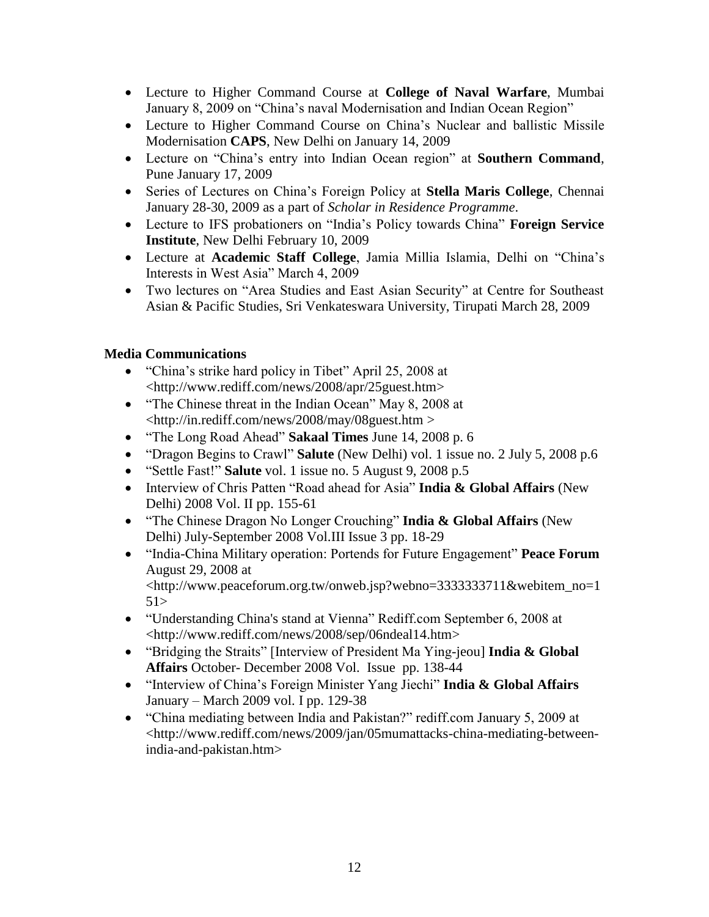- Lecture to Higher Command Course at **College of Naval Warfare**, Mumbai January 8, 2009 on "China's naval Modernisation and Indian Ocean Region"
- Lecture to Higher Command Course on China's Nuclear and ballistic Missile Modernisation **CAPS**, New Delhi on January 14, 2009
- Lecture on "China's entry into Indian Ocean region" at **Southern Command**, Pune January 17, 2009
- Series of Lectures on China's Foreign Policy at **Stella Maris College**, Chennai January 28-30, 2009 as a part of *Scholar in Residence Programme*.
- Lecture to IFS probationers on "India's Policy towards China" **Foreign Service Institute**, New Delhi February 10, 2009
- Lecture at **Academic Staff College**, Jamia Millia Islamia, Delhi on "China's Interests in West Asia" March 4, 2009
- Two lectures on "Area Studies and East Asian Security" at Centre for Southeast Asian & Pacific Studies, Sri Venkateswara University, Tirupati March 28, 2009

**Media Communications**

- "China's strike hard policy in Tibet" April 25, 2008 at <http://www.rediff.com/news/2008/apr/25guest.htm>
- "The Chinese threat in the Indian Ocean" May 8, 2008 at <http://in.rediff.com/news/2008/may/08guest.htm >
- "The Long Road Ahead" **Sakaal Times** June 14, 2008 p. 6
- "Dragon Begins to Crawl" **Salute** (New Delhi) vol. 1 issue no. 2 July 5, 2008 p.6
- "Settle Fast!" **Salute** vol. 1 issue no. 5 August 9, 2008 p.5
- Interview of Chris Patten "Road ahead for Asia" **India & Global Affairs** (New Delhi) 2008 Vol. II pp. 155-61
- "The Chinese Dragon No Longer Crouching" **India & Global Affairs** (New Delhi) July-September 2008 Vol.III Issue 3 pp. 18-29
- "India-China Military operation: Portends for Future Engagement" **Peace Forum** August 29, 2008 at <http://www.peaceforum.org.tw/onweb.jsp?webno=3333333711&webitem_no=151>
- "Understanding China's stand at Vienna" Rediff.com September 6, 2008 at <http://www.rediff.com/news/2008/sep/06ndeal14.htm>
- "Bridging the Straits" [Interview of President Ma Ying-jeou] **India & Global Affairs** October- December 2008 Vol. Issue pp. 138-44
- "Interview of China's Foreign Minister Yang Jiechi" **India & Global Affairs** January – March 2009 vol. I pp. 129-38
- "China mediating between India and Pakistan?" rediff.com January 5, 2009 at <http://www.rediff.com/news/2009/jan/05mumattacks-china-mediating-between-india-and-pakistan.htm>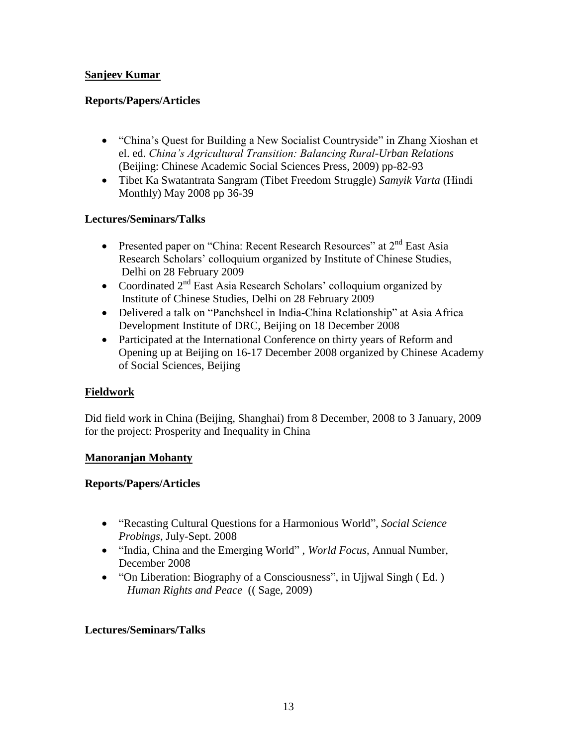**<u>Sanjeev Kumar</u>**

**Reports/Papers/Articles**

- "China's Quest for Building a New Socialist Countryside" in Zhang Xioshan et el. ed. *China's Agricultural Transition: Balancing Rural-Urban Relations* (Beijing: Chinese Academic Social Sciences Press, 2009) pp-82-93
- Tibet Ka Swatantrata Sangram (Tibet Freedom Struggle) *Samyik Varta* (Hindi Monthly) May 2008 pp 36-39

**Lectures/Seminars/Talks**

- Presented paper on "China: Recent Research Resources" at 2nd East Asia Research Scholars' colloquium organized by Institute of Chinese Studies, Delhi on 28 February 2009
- Coordinated 2nd East Asia Research Scholars' colloquium organized by Institute of Chinese Studies, Delhi on 28 February 2009
- Delivered a talk on "Panchsheel in India-China Relationship" at Asia Africa Development Institute of DRC, Beijing on 18 December 2008
- Participated at the International Conference on thirty years of Reform and Opening up at Beijing on 16-17 December 2008 organized by Chinese Academy of Social Sciences, Beijing

**<u>Fieldwork</u>**

Did field work in China (Beijing, Shanghai) from 8 December, 2008 to 3 January, 2009 for the project: Prosperity and Inequality in China

**<u>Manoranjan Mohanty</u>**

**Reports/Papers/Articles**

- "Recasting Cultural Questions for a Harmonious World", *Social Science Probings*, July-Sept. 2008
- "India, China and the Emerging World" , *World Focus*, Annual Number, December 2008
- "On Liberation: Biography of a Consciousness", in Ujjwal Singh ( Ed. ) *Human Rights and Peace* (( Sage, 2009)

**Lectures/Seminars/Talks**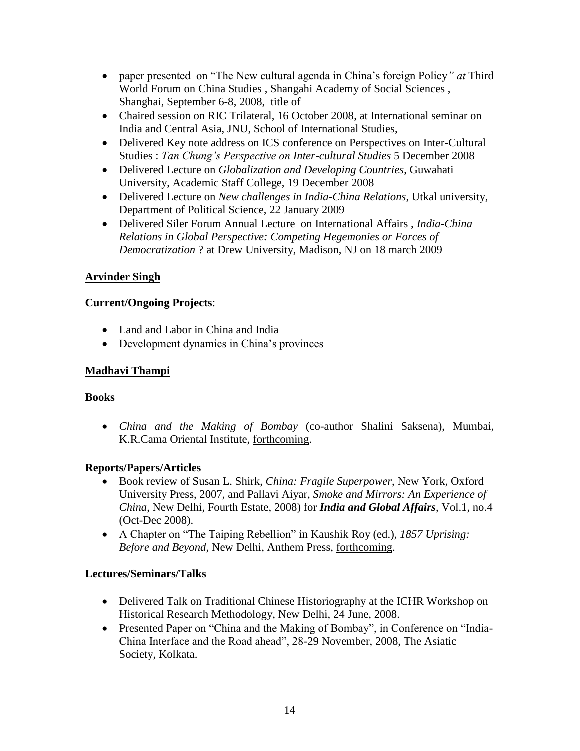- paper presented on "The New cultural agenda in China's foreign Policy*" at* Third World Forum on China Studies , Shangahi Academy of Social Sciences , Shanghai, September 6-8, 2008, title of
- Chaired session on RIC Trilateral, 16 October 2008, at International seminar on India and Central Asia, JNU, School of International Studies,
- Delivered Key note address on ICS conference on Perspectives on Inter-Cultural Studies : *Tan Chung's Perspective on Inter-cultural Studies* 5 December 2008
- Delivered Lecture on *Globalization and Developing Countries*, Guwahati University, Academic Staff College, 19 December 2008
- Delivered Lecture on *New challenges in India-China Relations*, Utkal university, Department of Political Science, 22 January 2009
- Delivered Siler Forum Annual Lecture on International Affairs , *India-China Relations in Global Perspective: Competing Hegemonies or Forces of Democratization* ? at Drew University, Madison, NJ on 18 march 2009

## Arvinder Singh

### Current/Ongoing Projects:

- Land and Labor in China and India
- Development dynamics in China's provinces

## Madhavi Thampi

### Books

- *China and the Making of Bombay* (co-author Shalini Saksena), Mumbai, K.R.Cama Oriental Institute, forthcoming.

### Reports/Papers/Articles

- Book review of Susan L. Shirk, *China: Fragile Superpower*, New York, Oxford University Press, 2007, and Pallavi Aiyar, *Smoke and Mirrors: An Experience of China*, New Delhi, Fourth Estate, 2008) for ***India and Global Affairs***, Vol.1, no.4 (Oct-Dec 2008).
- A Chapter on "The Taiping Rebellion" in Kaushik Roy (ed.), *1857 Uprising: Before and Beyond*, New Delhi, Anthem Press, forthcoming.

### Lectures/Seminars/Talks

- Delivered Talk on Traditional Chinese Historiography at the ICHR Workshop on Historical Research Methodology, New Delhi, 24 June, 2008.
- Presented Paper on "China and the Making of Bombay", in Conference on "India-China Interface and the Road ahead", 28-29 November, 2008, The Asiatic Society, Kolkata.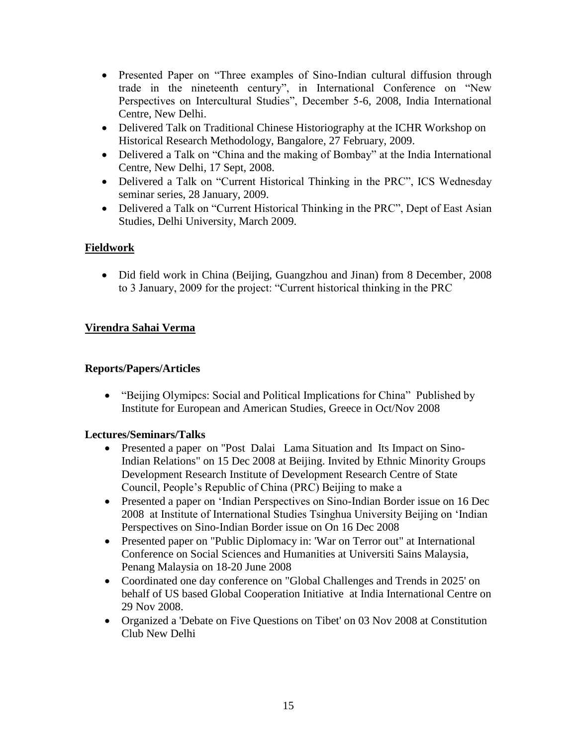- Presented Paper on "Three examples of Sino-Indian cultural diffusion through trade in the nineteenth century", in International Conference on "New Perspectives on Intercultural Studies", December 5-6, 2008, India International Centre, New Delhi.
- Delivered Talk on Traditional Chinese Historiography at the ICHR Workshop on Historical Research Methodology, Bangalore, 27 February, 2009.
- Delivered a Talk on "China and the making of Bombay" at the India International Centre, New Delhi, 17 Sept, 2008.
- Delivered a Talk on "Current Historical Thinking in the PRC", ICS Wednesday seminar series, 28 January, 2009.
- Delivered a Talk on "Current Historical Thinking in the PRC", Dept of East Asian Studies, Delhi University, March 2009.

**Fieldwork**

- Did field work in China (Beijing, Guangzhou and Jinan) from 8 December, 2008 to 3 January, 2009 for the project: "Current historical thinking in the PRC

**Virendra Sahai Verma**

**Reports/Papers/Articles**

- "Beijing Olymipcs: Social and Political Implications for China" Published by Institute for European and American Studies, Greece in Oct/Nov 2008

**Lectures/Seminars/Talks**

- Presented a paper on "Post Dalai Lama Situation and Its Impact on Sino-Indian Relations" on 15 Dec 2008 at Beijing. Invited by Ethnic Minority Groups Development Research Institute of Development Research Centre of State Council, People's Republic of China (PRC) Beijing to make a
- Presented a paper on 'Indian Perspectives on Sino-Indian Border issue on 16 Dec 2008 at Institute of International Studies Tsinghua University Beijing on 'Indian Perspectives on Sino-Indian Border issue on On 16 Dec 2008
- Presented paper on "Public Diplomacy in: 'War on Terror out" at International Conference on Social Sciences and Humanities at Universiti Sains Malaysia, Penang Malaysia on 18-20 June 2008
- Coordinated one day conference on "Global Challenges and Trends in 2025' on behalf of US based Global Cooperation Initiative at India International Centre on 29 Nov 2008.
- Organized a 'Debate on Five Questions on Tibet' on 03 Nov 2008 at Constitution Club New Delhi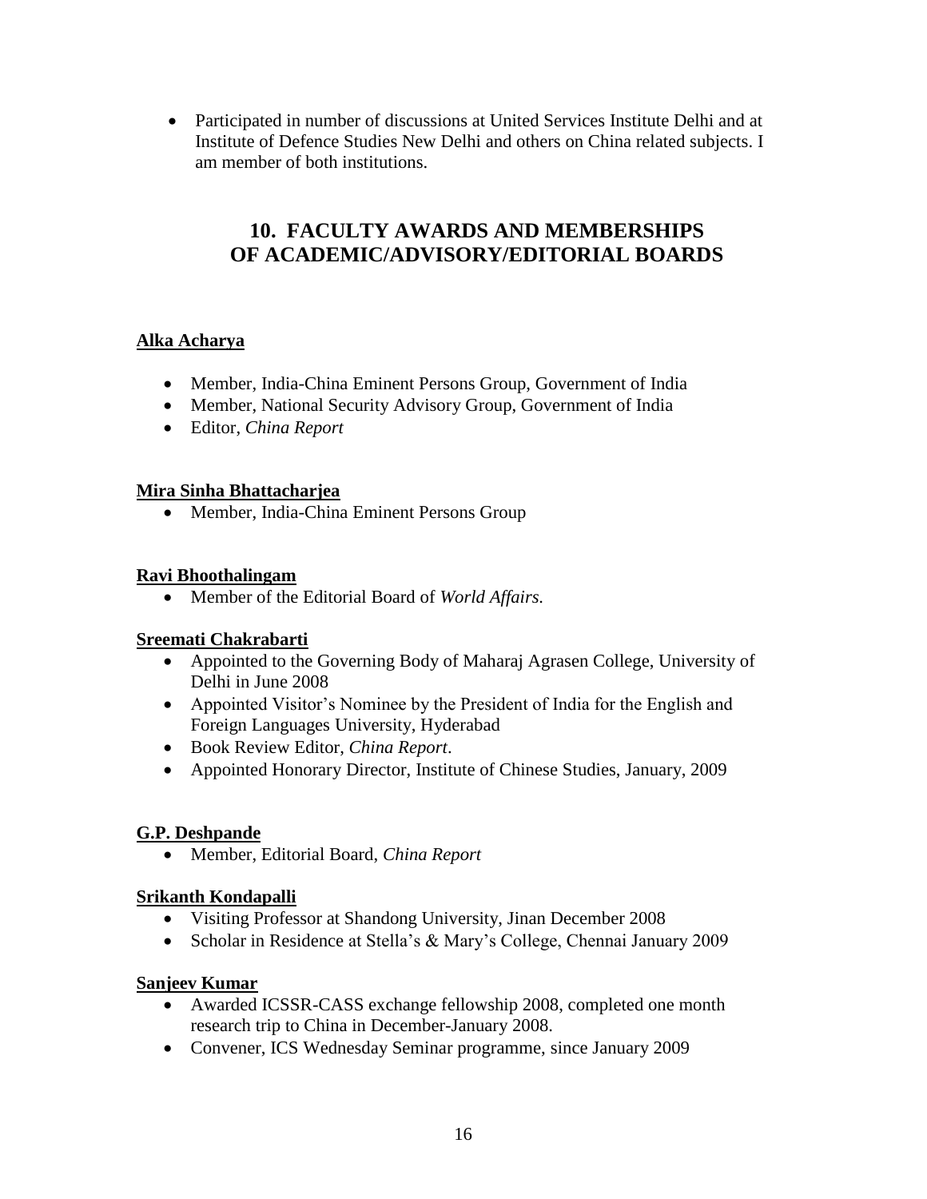- Participated in number of discussions at United Services Institute Delhi and at Institute of Defence Studies New Delhi and others on China related subjects. I am member of both institutions.

## 10. FACULTY AWARDS AND MEMBERSHIPS OF ACADEMIC/ADVISORY/EDITORIAL BOARDS

**Alka Acharya**

- Member, India-China Eminent Persons Group, Government of India
- Member, National Security Advisory Group, Government of India
- Editor, *China Report*

**Mira Sinha Bhattacharjea**

- Member, India-China Eminent Persons Group

**Ravi Bhoothalingam**

- Member of the Editorial Board of *World Affairs.*

**Sreemati Chakrabarti**

- Appointed to the Governing Body of Maharaj Agrasen College, University of Delhi in June 2008
- Appointed Visitor's Nominee by the President of India for the English and Foreign Languages University, Hyderabad
- Book Review Editor, *China Report*.
- Appointed Honorary Director, Institute of Chinese Studies, January, 2009

**G.P. Deshpande**

- Member, Editorial Board, *China Report*

**Srikanth Kondapalli**

- Visiting Professor at Shandong University, Jinan December 2008
- Scholar in Residence at Stella's & Mary's College, Chennai January 2009

**Sanjeev Kumar**

- Awarded ICSSR-CASS exchange fellowship 2008, completed one month research trip to China in December-January 2008.
- Convener, ICS Wednesday Seminar programme, since January 2009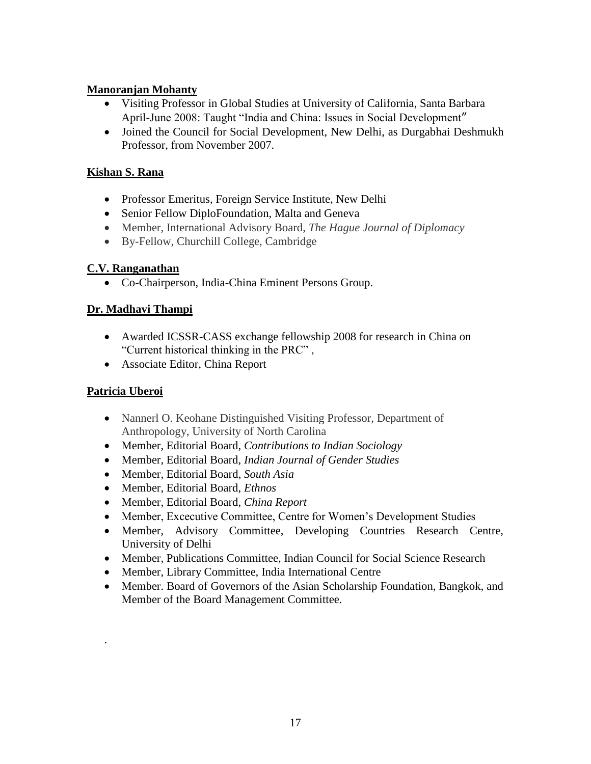**Manoranjan Mohanty**

- Visiting Professor in Global Studies at University of California, Santa Barbara April-June 2008: Taught "India and China: Issues in Social Development"
- Joined the Council for Social Development, New Delhi, as Durgabhai Deshmukh Professor, from November 2007.

**Kishan S. Rana**

- Professor Emeritus, Foreign Service Institute, New Delhi
- Senior Fellow DiploFoundation, Malta and Geneva
- Member, International Advisory Board, *The Hague Journal of Diplomacy*
- By-Fellow, Churchill College, Cambridge

**C.V. Ranganathan**

- Co-Chairperson, India-China Eminent Persons Group.

**Dr. Madhavi Thampi**

- Awarded ICSSR-CASS exchange fellowship 2008 for research in China on "Current historical thinking in the PRC" ,
- Associate Editor, China Report

**Patricia Uberoi**

- Nannerl O. Keohane Distinguished Visiting Professor, Department of Anthropology, University of North Carolina
- Member, Editorial Board, *Contributions to Indian Sociology*
- Member, Editorial Board, *Indian Journal of Gender Studies*
- Member, Editorial Board, *South Asia*
- Member, Editorial Board, *Ethnos*
- Member, Editorial Board, *China Report*
- Member, Excecutive Committee, Centre for Women's Development Studies
- Member, Advisory Committee, Developing Countries Research Centre, University of Delhi
- Member, Publications Committee, Indian Council for Social Science Research
- Member, Library Committee, India International Centre
- Member. Board of Governors of the Asian Scholarship Foundation, Bangkok, and Member of the Board Management Committee.

.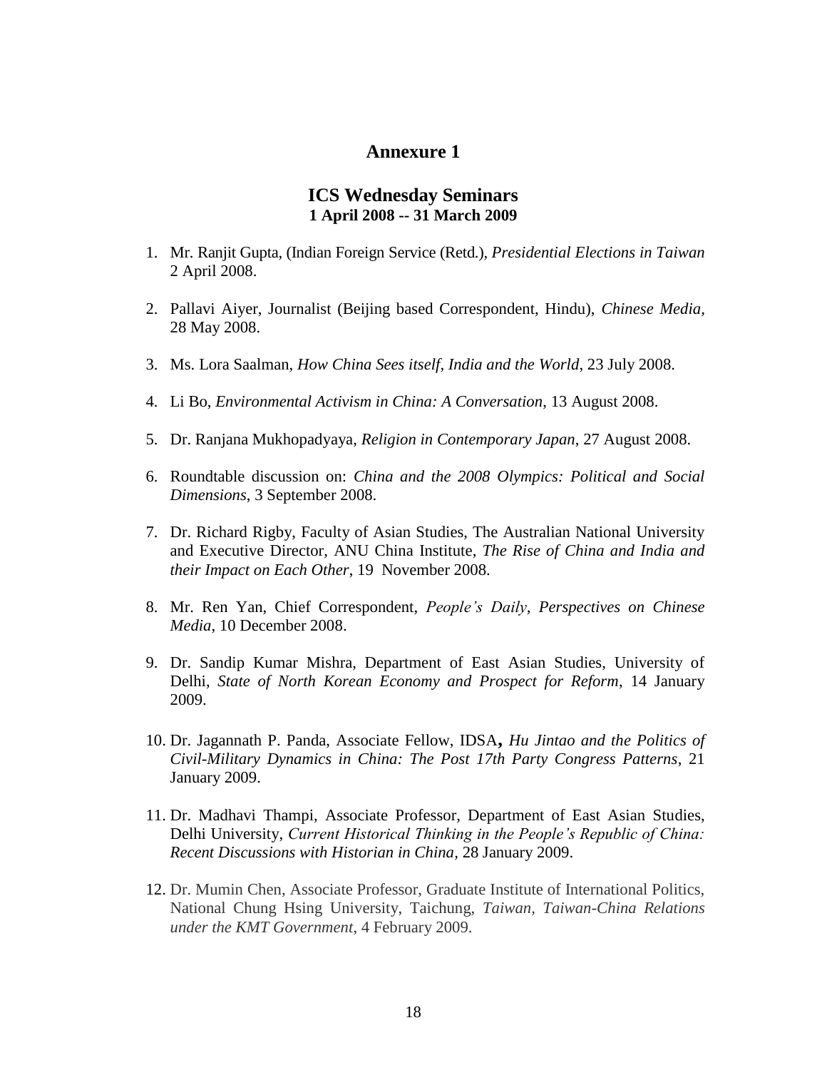# Annexure 1

## ICS Wednesday Seminars
**1 April 2008 -- 31 March 2009**

1. Mr. Ranjit Gupta, (Indian Foreign Service (Retd.), *Presidential Elections in Taiwan* 2 April 2008.

2. Pallavi Aiyer, Journalist (Beijing based Correspondent, Hindu), *Chinese Media*, 28 May 2008.

3. Ms. Lora Saalman, *How China Sees itself, India and the World*, 23 July 2008.

4. Li Bo, *Environmental Activism in China: A Conversation*, 13 August 2008.

5. Dr. Ranjana Mukhopadyaya, *Religion in Contemporary Japan*, 27 August 2008.

6. Roundtable discussion on: *China and the 2008 Olympics: Political and Social Dimensions*, 3 September 2008.

7. Dr. Richard Rigby, Faculty of Asian Studies, The Australian National University and Executive Director, ANU China Institute, *The Rise of China and India and their Impact on Each Other*, 19 November 2008.

8. Mr. Ren Yan, Chief Correspondent, *People's Daily*, *Perspectives on Chinese Media*, 10 December 2008.

9. Dr. Sandip Kumar Mishra, Department of East Asian Studies, University of Delhi, *State of North Korean Economy and Prospect for Reform*, 14 January 2009.

10. Dr. Jagannath P. Panda, Associate Fellow, IDSA**,** *Hu Jintao and the Politics of Civil-Military Dynamics in China: The Post 17th Party Congress Patterns*, 21 January 2009.

11. Dr. Madhavi Thampi, Associate Professor, Department of East Asian Studies, Delhi University, *Current Historical Thinking in the People's Republic of China: Recent Discussions with Historian in China*, 28 January 2009.

12. Dr. Mumin Chen, Associate Professor, Graduate Institute of International Politics, National Chung Hsing University, Taichung, *Taiwan, Taiwan-China Relations under the KMT Government*, 4 February 2009.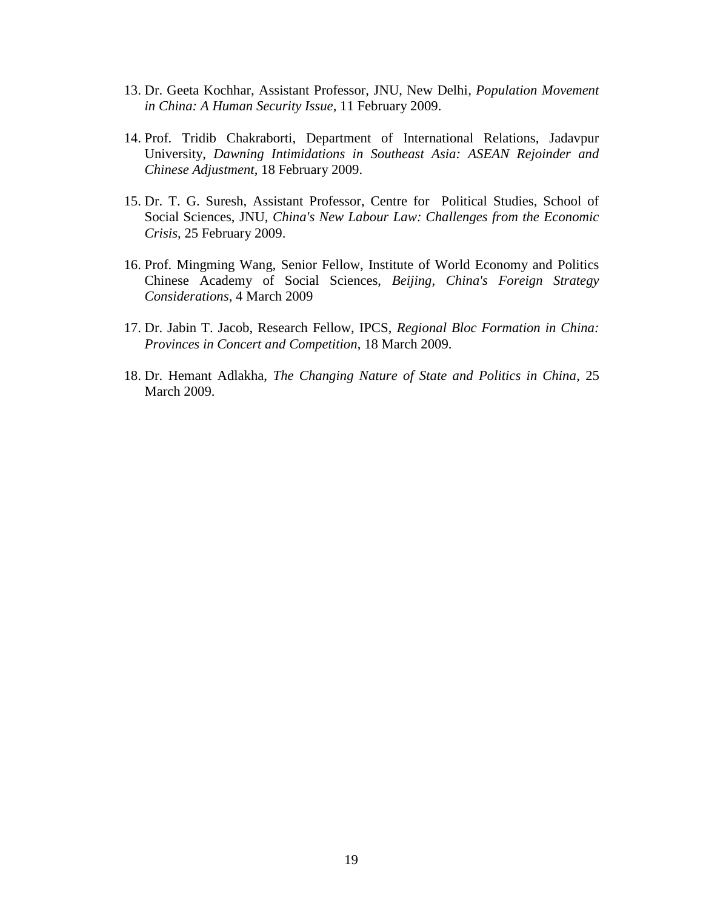13. Dr. Geeta Kochhar, Assistant Professor, JNU, New Delhi, *Population Movement in China: A Human Security Issue*, 11 February 2009.

14. Prof. Tridib Chakraborti, Department of International Relations, Jadavpur University, *Dawning Intimidations in Southeast Asia: ASEAN Rejoinder and Chinese Adjustment*, 18 February 2009.

15. Dr. T. G. Suresh, Assistant Professor, Centre for Political Studies, School of Social Sciences, JNU, *China's New Labour Law: Challenges from the Economic Crisis*, 25 February 2009.

16. Prof. Mingming Wang, Senior Fellow, Institute of World Economy and Politics Chinese Academy of Social Sciences, *Beijing*, *China's Foreign Strategy Considerations*, 4 March 2009

17. Dr. Jabin T. Jacob, Research Fellow, IPCS, *Regional Bloc Formation in China: Provinces in Concert and Competition*, 18 March 2009.

18. Dr. Hemant Adlakha, *The Changing Nature of State and Politics in China*, 25 March 2009.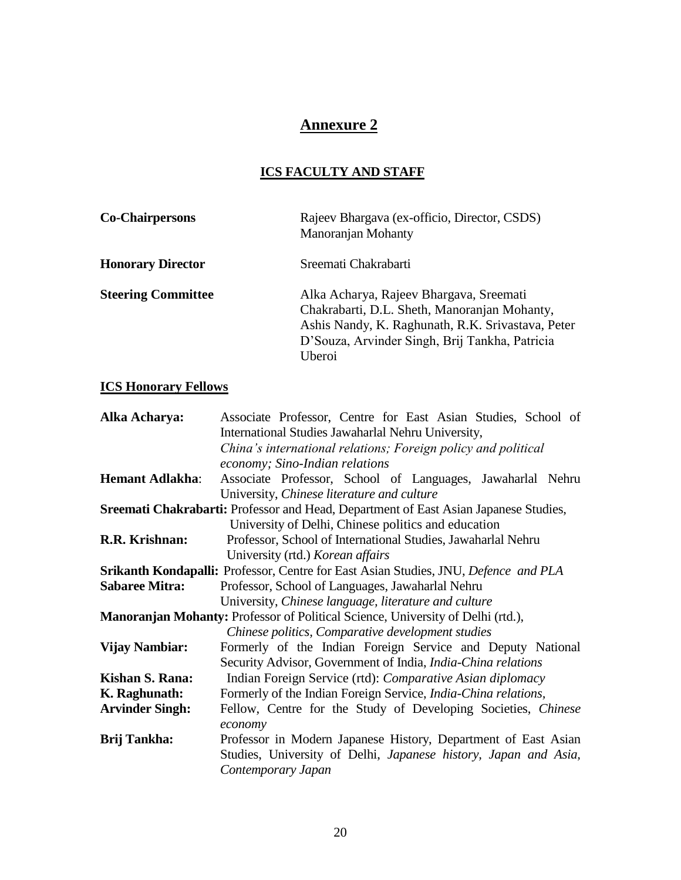## Annexure 2

### ICS FACULTY AND STAFF

**Co-Chairpersons** Rajeev Bhargava (ex-officio, Director, CSDS)
Manoranjan Mohanty

**Honorary Director** Sreemati Chakrabarti

**Steering Committee** Alka Acharya, Rajeev Bhargava, Sreemati Chakrabarti, D.L. Sheth, Manoranjan Mohanty, Ashis Nandy, K. Raghunath, R.K. Srivastava, Peter D'Souza, Arvinder Singh, Brij Tankha, Patricia Uberoi

### ICS Honorary Fellows

**Alka Acharya:** Associate Professor, Centre for East Asian Studies, School of International Studies Jawaharlal Nehru University, *China's international relations; Foreign policy and political economy; Sino-Indian relations*

**Hemant Adlakha**: Associate Professor, School of Languages, Jawaharlal Nehru University, *Chinese literature and culture*

**Sreemati Chakrabarti:** Professor and Head, Department of East Asian Japanese Studies, University of Delhi, Chinese politics and education

**R.R. Krishnan:** Professor, School of International Studies, Jawaharlal Nehru University (rtd.) *Korean affairs*

**Srikanth Kondapalli:** Professor, Centre for East Asian Studies, JNU, *Defence and PLA*

**Sabaree Mitra:** Professor, School of Languages, Jawaharlal Nehru University, *Chinese language, literature and culture*

**Manoranjan Mohanty:** Professor of Political Science, University of Delhi (rtd.), *Chinese politics, Comparative development studies*

**Vijay Nambiar:** Formerly of the Indian Foreign Service and Deputy National Security Advisor, Government of India, *India-China relations*

**Kishan S. Rana:** Indian Foreign Service (rtd): *Comparative Asian diplomacy*

**K. Raghunath:** Formerly of the Indian Foreign Service, *India-China relations,*

**Arvinder Singh:** Fellow, Centre for the Study of Developing Societies, *Chinese economy*

**Brij Tankha:** Professor in Modern Japanese History, Department of East Asian Studies, University of Delhi, *Japanese history, Japan and Asia, Contemporary Japan*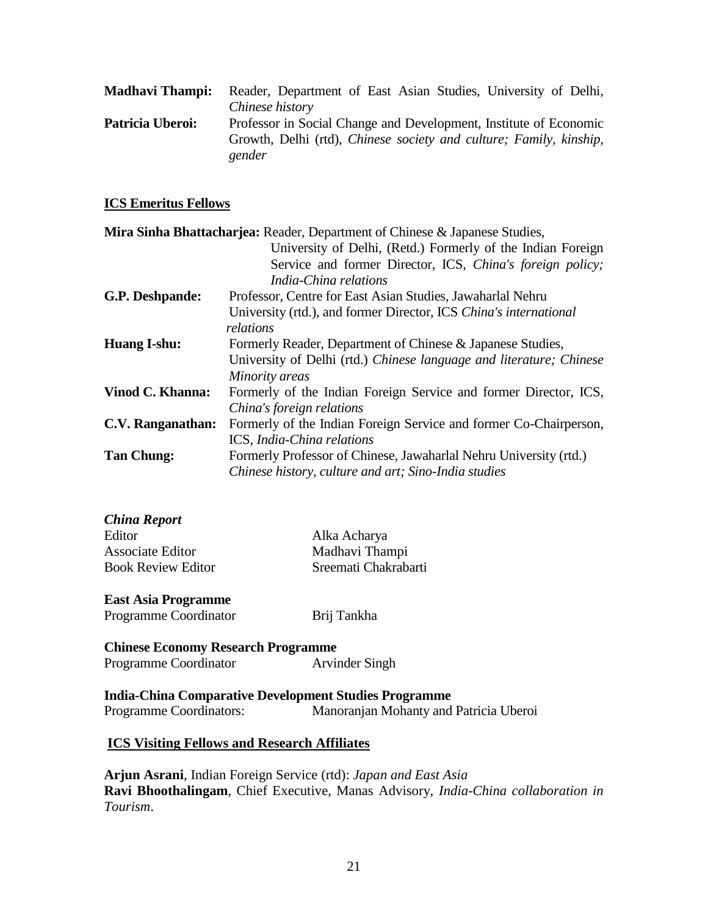**Madhavi Thampi:** Reader, Department of East Asian Studies, University of Delhi, *Chinese history*

**Patricia Uberoi:** Professor in Social Change and Development, Institute of Economic Growth, Delhi (rtd), *Chinese society and culture; Family, kinship, gender*

## ICS Emeritus Fellows

**Mira Sinha Bhattacharjea:** Reader, Department of Chinese & Japanese Studies, University of Delhi, (Retd.) Formerly of the Indian Foreign Service and former Director, ICS, *China's foreign policy; India-China relations*

**G.P. Deshpande:** Professor, Centre for East Asian Studies, Jawaharlal Nehru University (rtd.), and former Director, ICS *China's international relations*

**Huang I-shu:** Formerly Reader, Department of Chinese & Japanese Studies, University of Delhi (rtd.) *Chinese language and literature; Chinese Minority areas*

**Vinod C. Khanna:** Formerly of the Indian Foreign Service and former Director, ICS, *China's foreign relations*

**C.V. Ranganathan:** Formerly of the Indian Foreign Service and former Co-Chairperson, ICS, *India-China relations*

**Tan Chung:** Formerly Professor of Chinese, Jawaharlal Nehru University (rtd.) *Chinese history, culture and art; Sino-India studies*

***China Report***

Editor — Alka Acharya
Associate Editor — Madhavi Thampi
Book Review Editor — Sreemati Chakrabarti

**East Asia Programme**

Programme Coordinator — Brij Tankha

**Chinese Economy Research Programme**

Programme Coordinator — Arvinder Singh

**India-China Comparative Development Studies Programme**

Programme Coordinators: — Manoranjan Mohanty and Patricia Uberoi

## ICS Visiting Fellows and Research Affiliates

**Arjun Asrani**, Indian Foreign Service (rtd): *Japan and East Asia*
**Ravi Bhoothalingam**, Chief Executive, Manas Advisory, *India-China collaboration in Tourism*.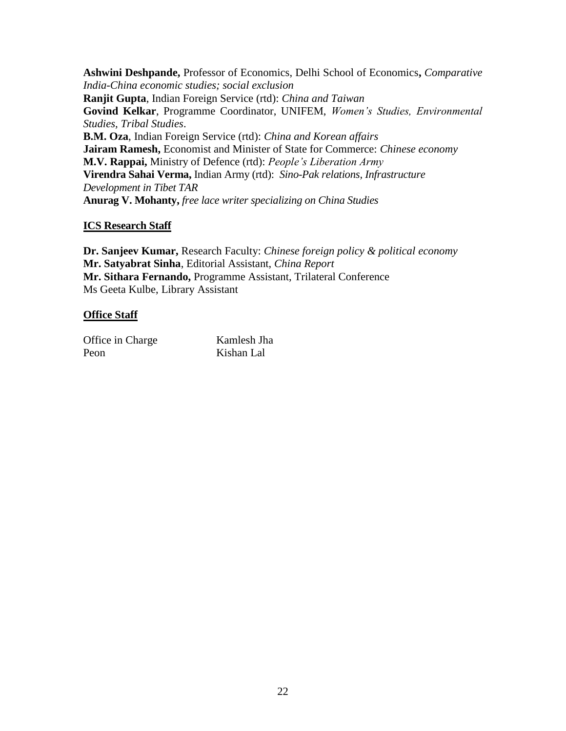**Ashwini Deshpande,** Professor of Economics, Delhi School of Economics**,** *Comparative India-China economic studies; social exclusion*
**Ranjit Gupta**, Indian Foreign Service (rtd): *China and Taiwan*
**Govind Kelkar**, Programme Coordinator, UNIFEM, *Women's Studies, Environmental Studies, Tribal Studies*.
**B.M. Oza**, Indian Foreign Service (rtd): *China and Korean affairs*
**Jairam Ramesh,** Economist and Minister of State for Commerce: *Chinese economy*
**M.V. Rappai,** Ministry of Defence (rtd): *People's Liberation Army*
**Virendra Sahai Verma,** Indian Army (rtd): *Sino-Pak relations, Infrastructure Development in Tibet TAR*
**Anurag V. Mohanty,** *free lace writer specializing on China Studies*

## ICS Research Staff

**Dr. Sanjeev Kumar,** Research Faculty: *Chinese foreign policy & political economy*
**Mr. Satyabrat Sinha**, Editorial Assistant, *China Report*
**Mr. Sithara Fernando,** Programme Assistant, Trilateral Conference
Ms Geeta Kulbe, Library Assistant

## Office Staff

| | |
|---|---|
| Office in Charge | Kamlesh Jha |
| Peon | Kishan Lal |